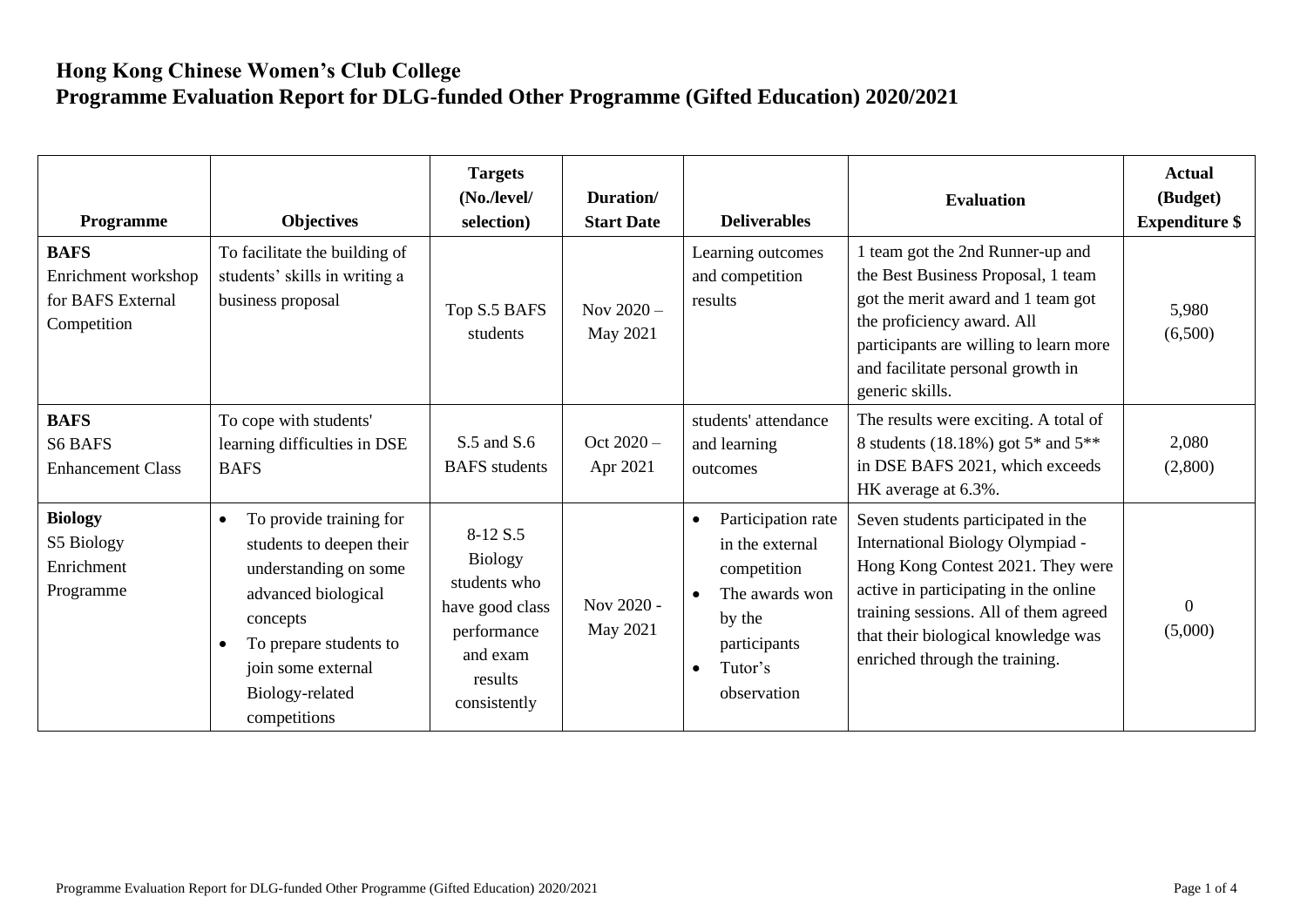# Hong Kong Chinese Women's Club College

## Programme Evaluation Report for DLG-funded Other Programme (Gifted Education) 2020/2021

| Programme | Objectives | Targets (No./level/ selection) | Duration/ Start Date | Deliverables | Evaluation | Actual (Budget) Expenditure $ |
|---|---|---|---|---|---|---|
| **BAFS**<br>Enrichment workshop for BAFS External Competition | To facilitate the building of students' skills in writing a business proposal | Top S.5 BAFS students | Nov 2020 – May 2021 | Learning outcomes and competition results | 1 team got the 2nd Runner-up and the Best Business Proposal, 1 team got the merit award and 1 team got the proficiency award. All participants are willing to learn more and facilitate personal growth in generic skills. | 5,980<br>(6,500) |
| **BAFS**<br>S6 BAFS Enhancement Class | To cope with students' learning difficulties in DSE BAFS | S.5 and S.6 BAFS students | Oct 2020 – Apr 2021 | students' attendance and learning outcomes | The results were exciting. A total of 8 students (18.18%) got 5* and 5** in DSE BAFS 2021, which exceeds HK average at 6.3%. | 2,080<br>(2,800) |
| **Biology**<br>S5 Biology Enrichment Programme | • To provide training for students to deepen their understanding on some advanced biological concepts<br>• To prepare students to join some external Biology-related competitions | 8-12 S.5 Biology students who have good class performance and exam results consistently | Nov 2020 - May 2021 | • Participation rate in the external competition<br>• The awards won by the participants<br>• Tutor's observation | Seven students participated in the International Biology Olympiad - Hong Kong Contest 2021. They were active in participating in the online training sessions. All of them agreed that their biological knowledge was enriched through the training. | 0<br>(5,000) |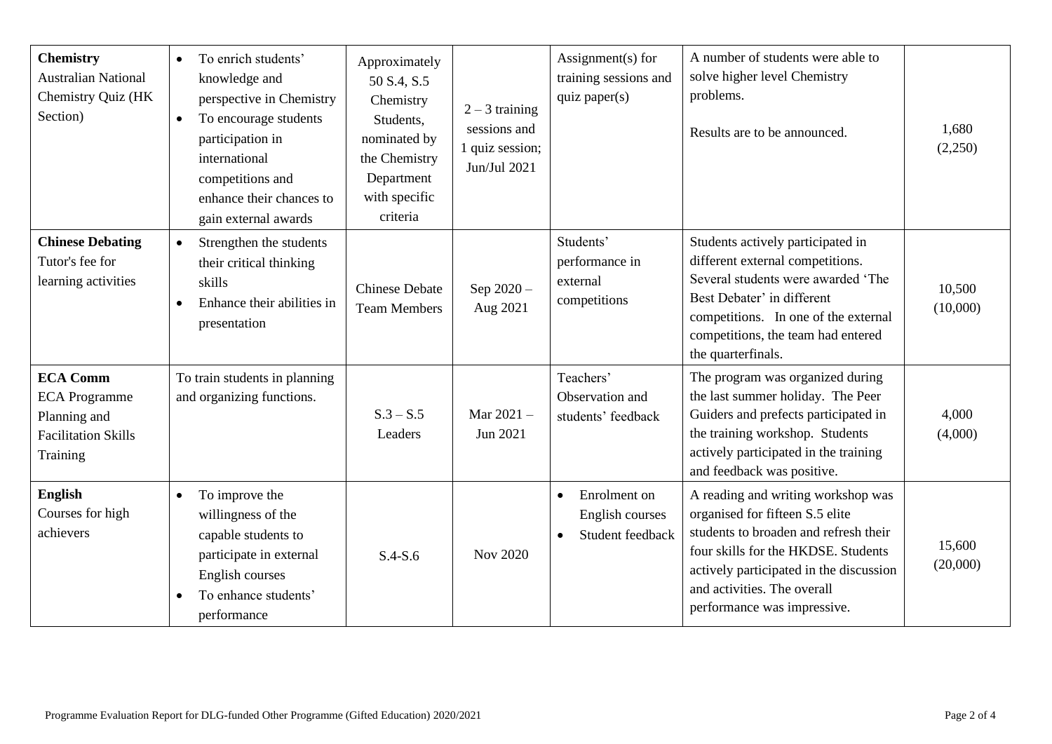| **Chemistry** Australian National Chemistry Quiz (HK Section) | • To enrich students' knowledge and perspective in Chemistry<br>• To encourage students participation in international competitions and enhance their chances to gain external awards | Approximately 50 S.4, S.5 Chemistry Students, nominated by the Chemistry Department with specific criteria | 2 – 3 training sessions and 1 quiz session; Jun/Jul 2021 | Assignment(s) for training sessions and quiz paper(s) | A number of students were able to solve higher level Chemistry problems.<br><br>Results are to be announced. | 1,680 (2,250) |
|---|---|---|---|---|---|---|
| **Chinese Debating** Tutor's fee for learning activities | • Strengthen the students their critical thinking skills<br>• Enhance their abilities in presentation | Chinese Debate Team Members | Sep 2020 – Aug 2021 | Students' performance in external competitions | Students actively participated in different external competitions. Several students were awarded 'The Best Debater' in different competitions. In one of the external competitions, the team had entered the quarterfinals. | 10,500 (10,000) |
| **ECA Comm** ECA Programme Planning and Facilitation Skills Training | To train students in planning and organizing functions. | S.3 – S.5 Leaders | Mar 2021 – Jun 2021 | Teachers' Observation and students' feedback | The program was organized during the last summer holiday. The Peer Guiders and prefects participated in the training workshop. Students actively participated in the training and feedback was positive. | 4,000 (4,000) |
| **English** Courses for high achievers | • To improve the willingness of the capable students to participate in external English courses<br>• To enhance students' performance | S.4-S.6 | Nov 2020 | • Enrolment on English courses<br>• Student feedback | A reading and writing workshop was organised for fifteen S.5 elite students to broaden and refresh their four skills for the HKDSE. Students actively participated in the discussion and activities. The overall performance was impressive. | 15,600 (20,000) |

Programme Evaluation Report for DLG-funded Other Programme (Gifted Education) 2020/2021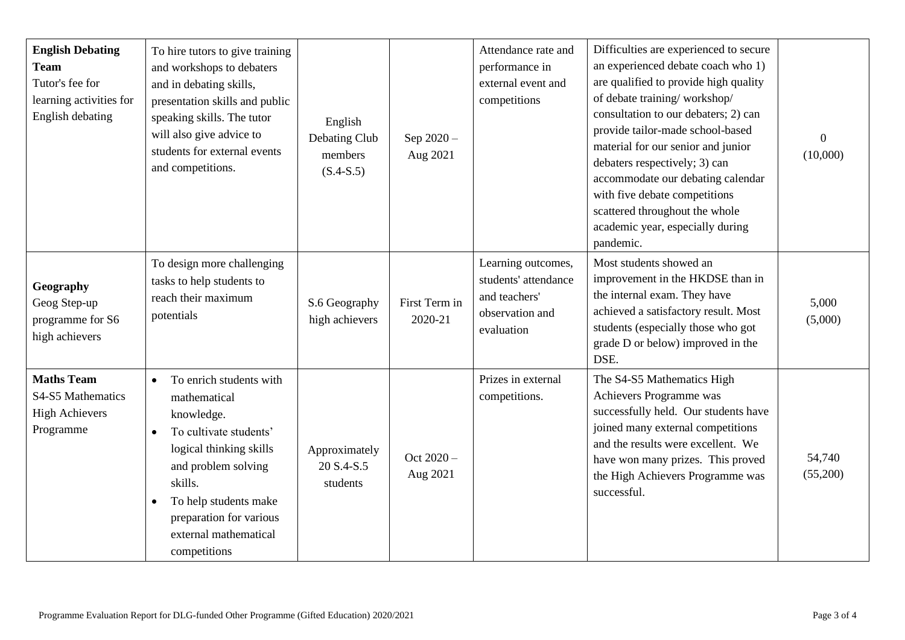| **English Debating Team** Tutor's fee for learning activities for English debating | To hire tutors to give training and workshops to debaters and in debating skills, presentation skills and public speaking skills. The tutor will also give advice to students for external events and competitions. | English Debating Club members (S.4-S.5) | Sep 2020 – Aug 2021 | Attendance rate and performance in external event and competitions | Difficulties are experienced to secure an experienced debate coach who 1) are qualified to provide high quality of debate training/ workshop/ consultation to our debaters; 2) can provide tailor-made school-based material for our senior and junior debaters respectively; 3) can accommodate our debating calendar with five debate competitions scattered throughout the whole academic year, especially during pandemic. | 0 (10,000) |
|---|---|---|---|---|---|---|
| **Geography** Geog Step-up programme for S6 high achievers | To design more challenging tasks to help students to reach their maximum potentials | S.6 Geography high achievers | First Term in 2020-21 | Learning outcomes, students' attendance and teachers' observation and evaluation | Most students showed an improvement in the HKDSE than in the internal exam. They have achieved a satisfactory result. Most students (especially those who got grade D or below) improved in the DSE. | 5,000 (5,000) |
| **Maths Team** S4-S5 Mathematics High Achievers Programme | • To enrich students with mathematical knowledge.<br>• To cultivate students' logical thinking skills and problem solving skills.<br>• To help students make preparation for various external mathematical competitions | Approximately 20 S.4-S.5 students | Oct 2020 – Aug 2021 | Prizes in external competitions. | The S4-S5 Mathematics High Achievers Programme was successfully held. Our students have joined many external competitions and the results were excellent. We have won many prizes. This proved the High Achievers Programme was successful. | 54,740 (55,200) |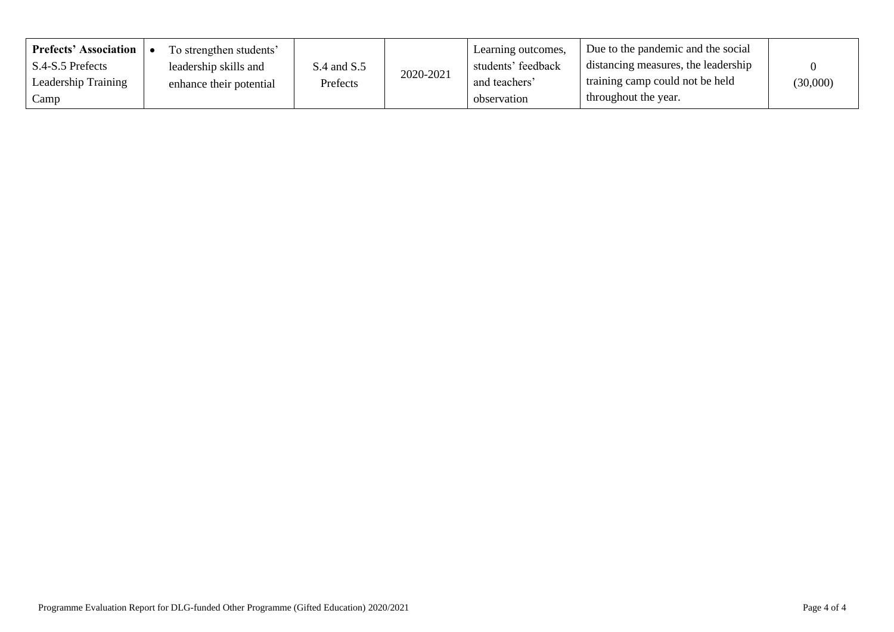| | | | | | | |
|---|---|---|---|---|---|---|
| **Prefects' Association**<br>S.4-S.5 Prefects Leadership Training Camp | • To strengthen students' leadership skills and enhance their potential | S.4 and S.5 Prefects | 2020-2021 | Learning outcomes, students' feedback and teachers' observation | Due to the pandemic and the social distancing measures, the leadership training camp could not be held throughout the year. | 0<br>(30,000) |